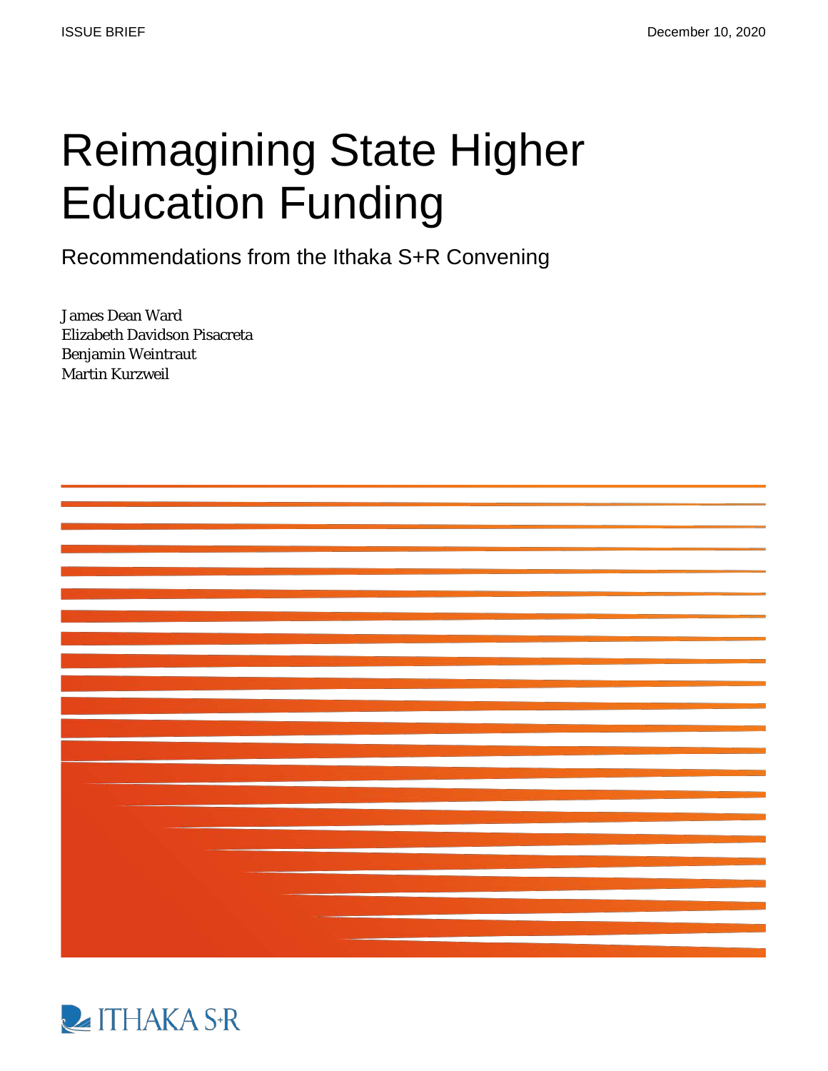ISSUE BRIEF

December 10, 2020

# Reimagining State Higher Education Funding

## Recommendations from the Ithaka S+R Convening

James Dean Ward
Elizabeth Davidson Pisacreta
Benjamin Weintraut
Martin Kurzweil

ITHAKA S+R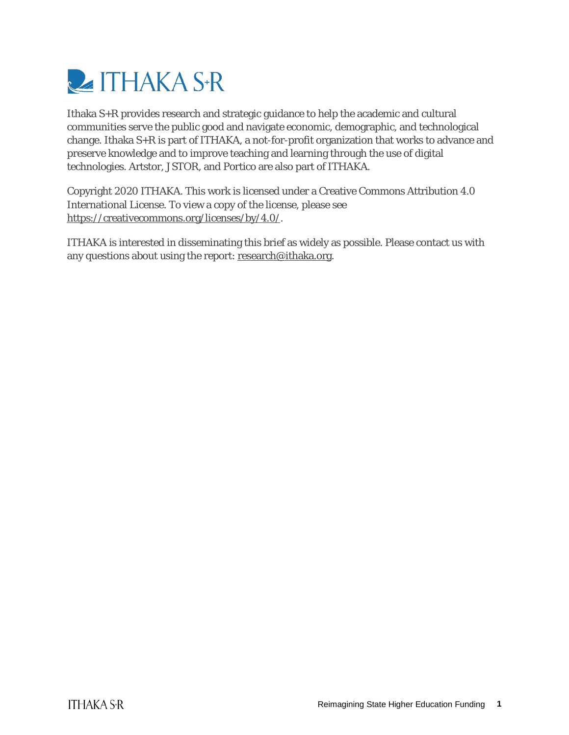ITHAKA S+R

Ithaka S+R provides research and strategic guidance to help the academic and cultural communities serve the public good and navigate economic, demographic, and technological change. Ithaka S+R is part of ITHAKA, a not-for-profit organization that works to advance and preserve knowledge and to improve teaching and learning through the use of digital technologies. Artstor, JSTOR, and Portico are also part of ITHAKA.

Copyright 2020 ITHAKA. This work is licensed under a Creative Commons Attribution 4.0 International License. To view a copy of the license, please see https://creativecommons.org/licenses/by/4.0/.

ITHAKA is interested in disseminating this brief as widely as possible. Please contact us with any questions about using the report: research@ithaka.org.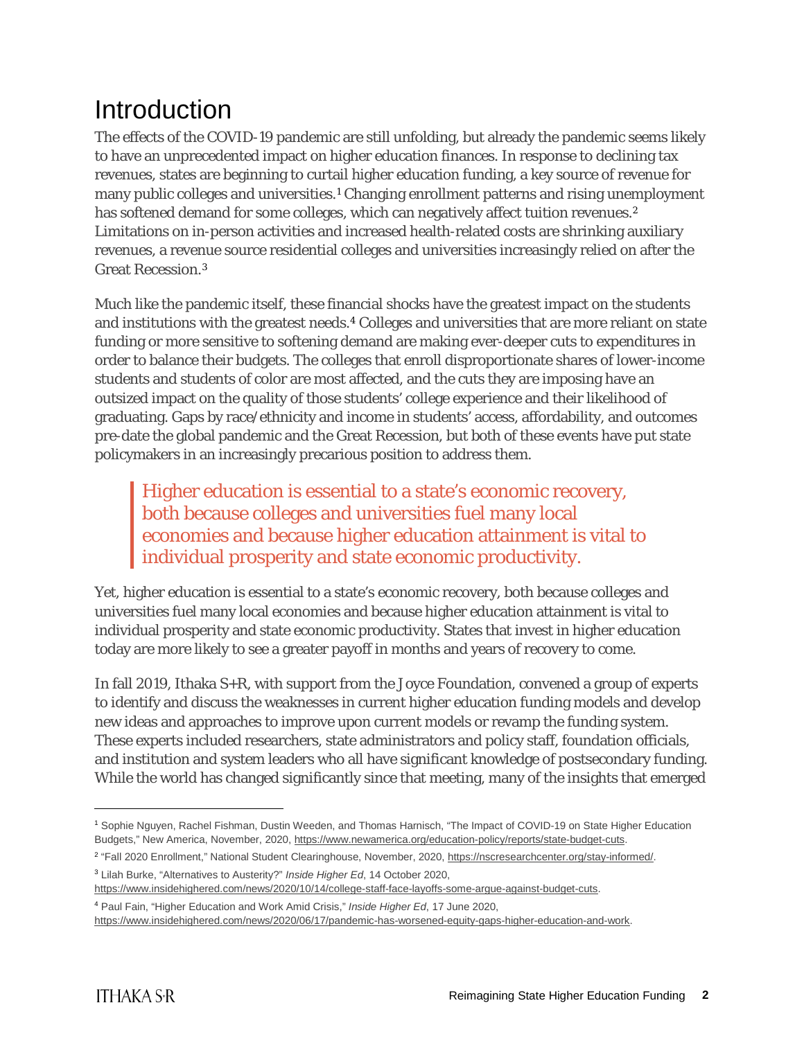# Introduction

The effects of the COVID-19 pandemic are still unfolding, but already the pandemic seems likely to have an unprecedented impact on higher education finances. In response to declining tax revenues, states are beginning to curtail higher education funding, a key source of revenue for many public colleges and universities.[1] Changing enrollment patterns and rising unemployment has softened demand for some colleges, which can negatively affect tuition revenues.[2] Limitations on in-person activities and increased health-related costs are shrinking auxiliary revenues, a revenue source residential colleges and universities increasingly relied on after the Great Recession.[3]

Much like the pandemic itself, these financial shocks have the greatest impact on the students and institutions with the greatest needs.[4] Colleges and universities that are more reliant on state funding or more sensitive to softening demand are making ever-deeper cuts to expenditures in order to balance their budgets. The colleges that enroll disproportionate shares of lower-income students and students of color are most affected, and the cuts they are imposing have an outsized impact on the quality of those students' college experience and their likelihood of graduating. Gaps by race/ethnicity and income in students' access, affordability, and outcomes pre-date the global pandemic and the Great Recession, but both of these events have put state policymakers in an increasingly precarious position to address them.

> Higher education is essential to a state's economic recovery, both because colleges and universities fuel many local economies and because higher education attainment is vital to individual prosperity and state economic productivity.

Yet, higher education is essential to a state's economic recovery, both because colleges and universities fuel many local economies and because higher education attainment is vital to individual prosperity and state economic productivity. States that invest in higher education today are more likely to see a greater payoff in months and years of recovery to come.

In fall 2019, Ithaka S+R, with support from the Joyce Foundation, convened a group of experts to identify and discuss the weaknesses in current higher education funding models and develop new ideas and approaches to improve upon current models or revamp the funding system. These experts included researchers, state administrators and policy staff, foundation officials, and institution and system leaders who all have significant knowledge of postsecondary funding. While the world has changed significantly since that meeting, many of the insights that emerged

---

[1] Sophie Nguyen, Rachel Fishman, Dustin Weeden, and Thomas Harnisch, "The Impact of COVID-19 on State Higher Education Budgets," New America, November, 2020, https://www.newamerica.org/education-policy/reports/state-budget-cuts.

[2] "Fall 2020 Enrollment," National Student Clearinghouse, November, 2020, https://nscresearchcenter.org/stay-informed/.

[3] Lilah Burke, "Alternatives to Austerity?" *Inside Higher Ed*, 14 October 2020, https://www.insidehighered.com/news/2020/10/14/college-staff-face-layoffs-some-argue-against-budget-cuts.

[4] Paul Fain, "Higher Education and Work Amid Crisis," *Inside Higher Ed*, 17 June 2020, https://www.insidehighered.com/news/2020/06/17/pandemic-has-worsened-equity-gaps-higher-education-and-work.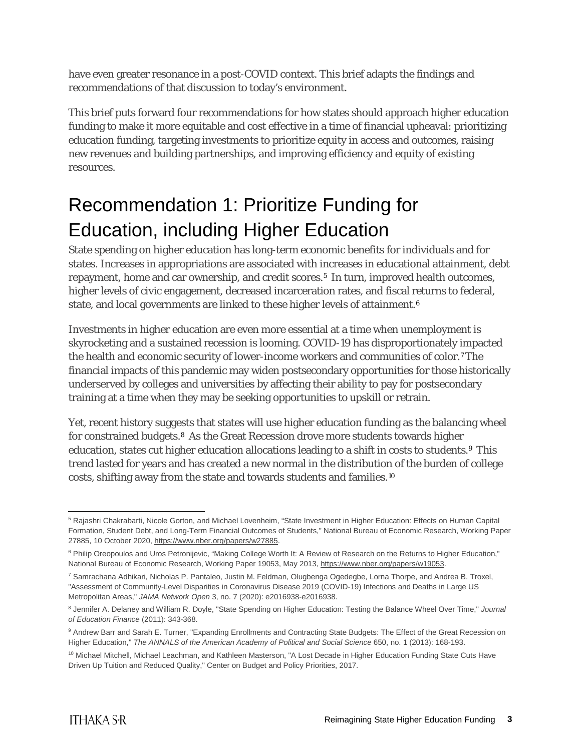have even greater resonance in a post-COVID context. This brief adapts the findings and recommendations of that discussion to today's environment.

This brief puts forward four recommendations for how states should approach higher education funding to make it more equitable and cost effective in a time of financial upheaval: prioritizing education funding, targeting investments to prioritize equity in access and outcomes, raising new revenues and building partnerships, and improving efficiency and equity of existing resources.

# Recommendation 1: Prioritize Funding for Education, including Higher Education

State spending on higher education has long-term economic benefits for individuals and for states. Increases in appropriations are associated with increases in educational attainment, debt repayment, home and car ownership, and credit scores.[5] In turn, improved health outcomes, higher levels of civic engagement, decreased incarceration rates, and fiscal returns to federal, state, and local governments are linked to these higher levels of attainment.[6]

Investments in higher education are even more essential at a time when unemployment is skyrocketing and a sustained recession is looming. COVID-19 has disproportionately impacted the health and economic security of lower-income workers and communities of color.[7] The financial impacts of this pandemic may widen postsecondary opportunities for those historically underserved by colleges and universities by affecting their ability to pay for postsecondary training at a time when they may be seeking opportunities to upskill or retrain.

Yet, recent history suggests that states will use higher education funding as the balancing wheel for constrained budgets.[8] As the Great Recession drove more students towards higher education, states cut higher education allocations leading to a shift in costs to students.[9] This trend lasted for years and has created a new normal in the distribution of the burden of college costs, shifting away from the state and towards students and families.[10]

---

[5] Rajashri Chakrabarti, Nicole Gorton, and Michael Lovenheim, "State Investment in Higher Education: Effects on Human Capital Formation, Student Debt, and Long-Term Financial Outcomes of Students," National Bureau of Economic Research, Working Paper 27885, 10 October 2020, https://www.nber.org/papers/w27885.

[6] Philip Oreopoulos and Uros Petronijevic, "Making College Worth It: A Review of Research on the Returns to Higher Education," National Bureau of Economic Research, Working Paper 19053, May 2013, https://www.nber.org/papers/w19053.

[7] Samrachana Adhikari, Nicholas P. Pantaleo, Justin M. Feldman, Olugbenga Ogedegbe, Lorna Thorpe, and Andrea B. Troxel, "Assessment of Community-Level Disparities in Coronavirus Disease 2019 (COVID-19) Infections and Deaths in Large US Metropolitan Areas," *JAMA Network Open* 3, no. 7 (2020): e2016938-e2016938.

[8] Jennifer A. Delaney and William R. Doyle, "State Spending on Higher Education: Testing the Balance Wheel Over Time," *Journal of Education Finance* (2011): 343-368.

[9] Andrew Barr and Sarah E. Turner, "Expanding Enrollments and Contracting State Budgets: The Effect of the Great Recession on Higher Education," *The ANNALS of the American Academy of Political and Social Science* 650, no. 1 (2013): 168-193.

[10] Michael Mitchell, Michael Leachman, and Kathleen Masterson, "A Lost Decade in Higher Education Funding State Cuts Have Driven Up Tuition and Reduced Quality," Center on Budget and Policy Priorities, 2017.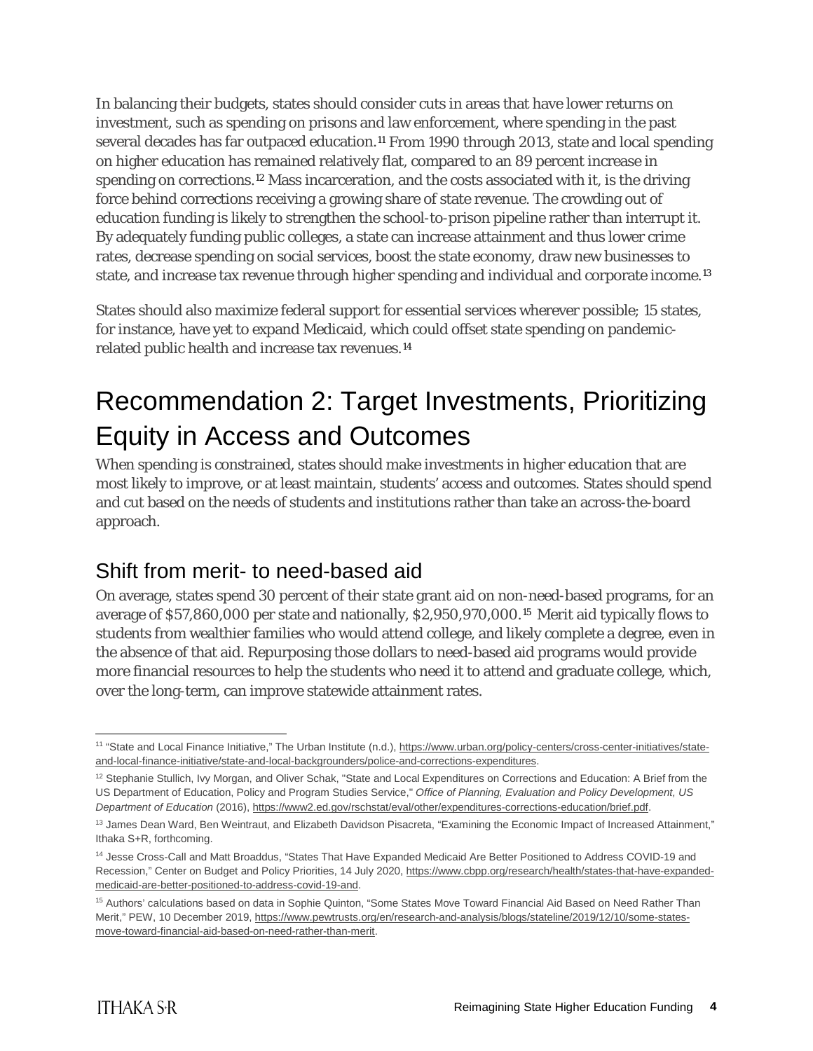In balancing their budgets, states should consider cuts in areas that have lower returns on investment, such as spending on prisons and law enforcement, where spending in the past several decades has far outpaced education.[11] From 1990 through 2013, state and local spending on higher education has remained relatively flat, compared to an 89 percent increase in spending on corrections.[12] Mass incarceration, and the costs associated with it, is the driving force behind corrections receiving a growing share of state revenue. The crowding out of education funding is likely to strengthen the school-to-prison pipeline rather than interrupt it. By adequately funding public colleges, a state can increase attainment and thus lower crime rates, decrease spending on social services, boost the state economy, draw new businesses to state, and increase tax revenue through higher spending and individual and corporate income.[13]

States should also maximize federal support for essential services wherever possible; 15 states, for instance, have yet to expand Medicaid, which could offset state spending on pandemic-related public health and increase tax revenues.[14]

# Recommendation 2: Target Investments, Prioritizing Equity in Access and Outcomes

When spending is constrained, states should make investments in higher education that are most likely to improve, or at least maintain, students' access and outcomes. States should spend and cut based on the needs of students and institutions rather than take an across-the-board approach.

## Shift from merit- to need-based aid

On average, states spend 30 percent of their state grant aid on non-need-based programs, for an average of $57,860,000 per state and nationally, $2,950,970,000.[15] Merit aid typically flows to students from wealthier families who would attend college, and likely complete a degree, even in the absence of that aid. Repurposing those dollars to need-based aid programs would provide more financial resources to help the students who need it to attend and graduate college, which, over the long-term, can improve statewide attainment rates.

---

[11] "State and Local Finance Initiative," The Urban Institute (n.d.), https://www.urban.org/policy-centers/cross-center-initiatives/state-and-local-finance-initiative/state-and-local-backgrounders/police-and-corrections-expenditures.

[12] Stephanie Stullich, Ivy Morgan, and Oliver Schak, "State and Local Expenditures on Corrections and Education: A Brief from the US Department of Education, Policy and Program Studies Service," *Office of Planning, Evaluation and Policy Development, US Department of Education* (2016), https://www2.ed.gov/rschstat/eval/other/expenditures-corrections-education/brief.pdf.

[13] James Dean Ward, Ben Weintraut, and Elizabeth Davidson Pisacreta, "Examining the Economic Impact of Increased Attainment," Ithaka S+R, forthcoming.

[14] Jesse Cross-Call and Matt Broaddus, "States That Have Expanded Medicaid Are Better Positioned to Address COVID-19 and Recession," Center on Budget and Policy Priorities, 14 July 2020, https://www.cbpp.org/research/health/states-that-have-expanded-medicaid-are-better-positioned-to-address-covid-19-and.

[15] Authors' calculations based on data in Sophie Quinton, "Some States Move Toward Financial Aid Based on Need Rather Than Merit," PEW, 10 December 2019, https://www.pewtrusts.org/en/research-and-analysis/blogs/stateline/2019/12/10/some-states-move-toward-financial-aid-based-on-need-rather-than-merit.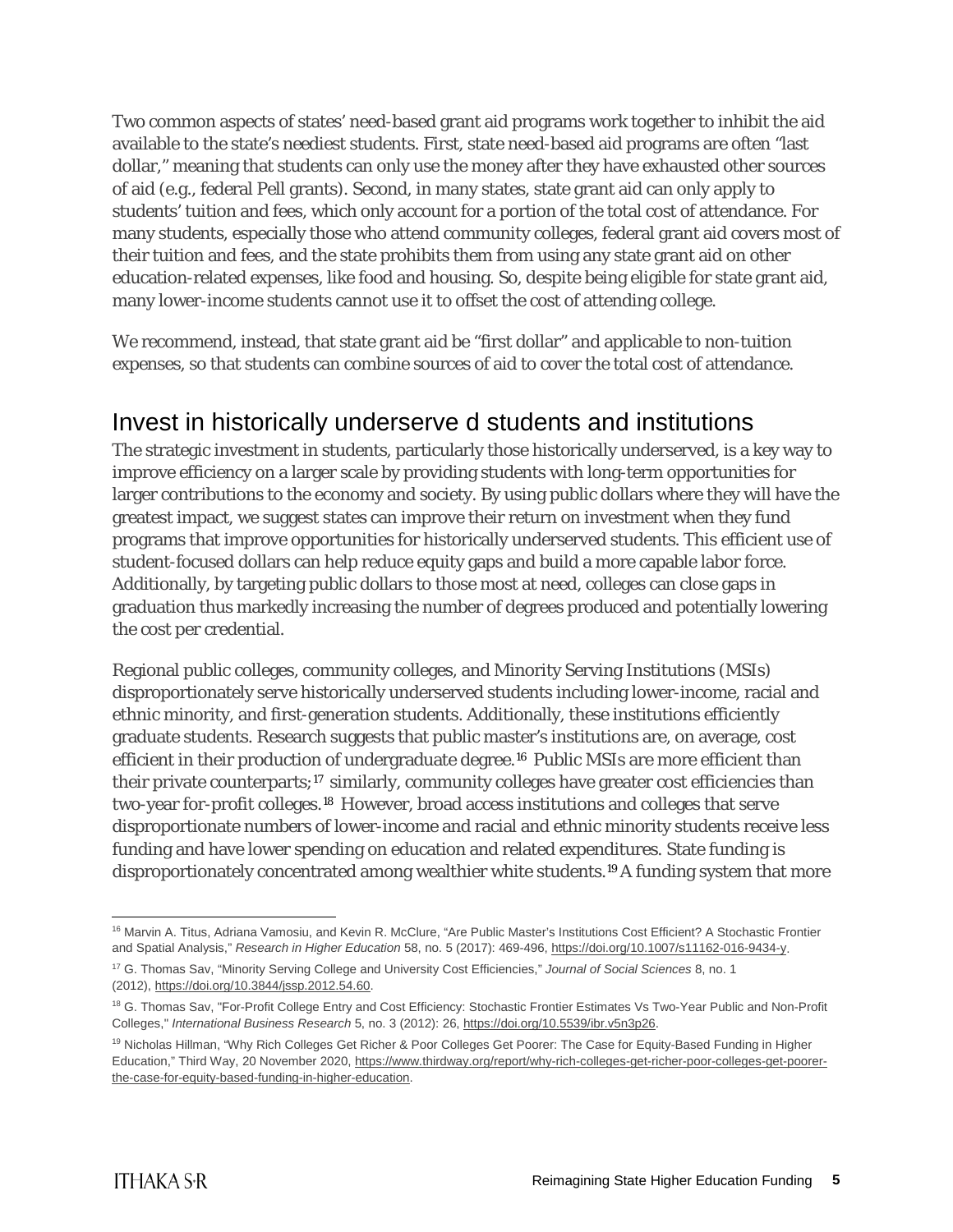Two common aspects of states' need-based grant aid programs work together to inhibit the aid available to the state's neediest students. First, state need-based aid programs are often "last dollar," meaning that students can only use the money after they have exhausted other sources of aid (e.g., federal Pell grants). Second, in many states, state grant aid can only apply to students' tuition and fees, which only account for a portion of the total cost of attendance. For many students, especially those who attend community colleges, federal grant aid covers most of their tuition and fees, and the state prohibits them from using any state grant aid on other education-related expenses, like food and housing. So, despite being eligible for state grant aid, many lower-income students cannot use it to offset the cost of attending college.

We recommend, instead, that state grant aid be "first dollar" and applicable to non-tuition expenses, so that students can combine sources of aid to cover the total cost of attendance.

## Invest in historically underserve d students and institutions

The strategic investment in students, particularly those historically underserved, is a key way to improve efficiency on a larger scale by providing students with long-term opportunities for larger contributions to the economy and society. By using public dollars where they will have the greatest impact, we suggest states can improve their return on investment when they fund programs that improve opportunities for historically underserved students. This efficient use of student-focused dollars can help reduce equity gaps and build a more capable labor force. Additionally, by targeting public dollars to those most at need, colleges can close gaps in graduation thus markedly increasing the number of degrees produced and potentially lowering the cost per credential.

Regional public colleges, community colleges, and Minority Serving Institutions (MSIs) disproportionately serve historically underserved students including lower-income, racial and ethnic minority, and first-generation students. Additionally, these institutions efficiently graduate students. Research suggests that public master's institutions are, on average, cost efficient in their production of undergraduate degree.[16] Public MSIs are more efficient than their private counterparts;[17] similarly, community colleges have greater cost efficiencies than two-year for-profit colleges.[18] However, broad access institutions and colleges that serve disproportionate numbers of lower-income and racial and ethnic minority students receive less funding and have lower spending on education and related expenditures. State funding is disproportionately concentrated among wealthier white students.[19] A funding system that more

---

[16] Marvin A. Titus, Adriana Vamosiu, and Kevin R. McClure, "Are Public Master's Institutions Cost Efficient? A Stochastic Frontier and Spatial Analysis," *Research in Higher Education* 58, no. 5 (2017): 469-496, https://doi.org/10.1007/s11162-016-9434-y.

[17] G. Thomas Sav, "Minority Serving College and University Cost Efficiencies," *Journal of Social Sciences* 8, no. 1 (2012), https://doi.org/10.3844/jssp.2012.54.60.

[18] G. Thomas Sav, "For-Profit College Entry and Cost Efficiency: Stochastic Frontier Estimates Vs Two-Year Public and Non-Profit Colleges," *International Business Research* 5, no. 3 (2012): 26, https://doi.org/10.5539/ibr.v5n3p26.

[19] Nicholas Hillman, "Why Rich Colleges Get Richer & Poor Colleges Get Poorer: The Case for Equity-Based Funding in Higher Education," Third Way, 20 November 2020, https://www.thirdway.org/report/why-rich-colleges-get-richer-poor-colleges-get-poorer-the-case-for-equity-based-funding-in-higher-education.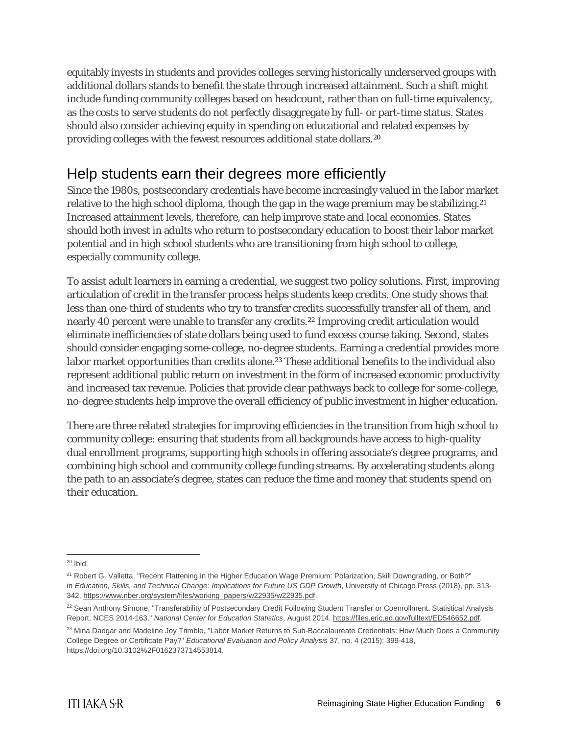equitably invests in students and provides colleges serving historically underserved groups with additional dollars stands to benefit the state through increased attainment. Such a shift might include funding community colleges based on headcount, rather than on full-time equivalency, as the costs to serve students do not perfectly disaggregate by full- or part-time status. States should also consider achieving equity in spending on educational and related expenses by providing colleges with the fewest resources additional state dollars.[20]

## Help students earn their degrees more efficiently

Since the 1980s, postsecondary credentials have become increasingly valued in the labor market relative to the high school diploma, though the gap in the wage premium may be stabilizing.[21] Increased attainment levels, therefore, can help improve state and local economies. States should both invest in adults who return to postsecondary education to boost their labor market potential and in high school students who are transitioning from high school to college, especially community college.

To assist adult learners in earning a credential, we suggest two policy solutions. First, improving articulation of credit in the transfer process helps students keep credits. One study shows that less than one-third of students who try to transfer credits successfully transfer all of them, and nearly 40 percent were unable to transfer any credits.[22] Improving credit articulation would eliminate inefficiencies of state dollars being used to fund excess course taking. Second, states should consider engaging some-college, no-degree students. Earning a credential provides more labor market opportunities than credits alone.[23] These additional benefits to the individual also represent additional public return on investment in the form of increased economic productivity and increased tax revenue. Policies that provide clear pathways back to college for some-college, no-degree students help improve the overall efficiency of public investment in higher education.

There are three related strategies for improving efficiencies in the transition from high school to community college: ensuring that students from all backgrounds have access to high-quality dual enrollment programs, supporting high schools in offering associate's degree programs, and combining high school and community college funding streams. By accelerating students along the path to an associate's degree, states can reduce the time and money that students spend on their education.

---

[20] Ibid.

[21] Robert G. Valletta, "Recent Flattening in the Higher Education Wage Premium: Polarization, Skill Downgrading, or Both?" in *Education, Skills, and Technical Change: Implications for Future US GDP Growth*, University of Chicago Press (2018), pp. 313-342, https://www.nber.org/system/files/working_papers/w22935/w22935.pdf.

[22] Sean Anthony Simone, "Transferability of Postsecondary Credit Following Student Transfer or Coenrollment. Statistical Analysis Report, NCES 2014-163," *National Center for Education Statistics*, August 2014, https://files.eric.ed.gov/fulltext/ED546652.pdf.

[23] Mina Dadgar and Madeline Joy Trimble, "Labor Market Returns to Sub-Baccalaureate Credentials: How Much Does a Community College Degree or Certificate Pay?" *Educational Evaluation and Policy Analysis* 37, no. 4 (2015): 399-418, https://doi.org/10.3102%2F0162373714553814.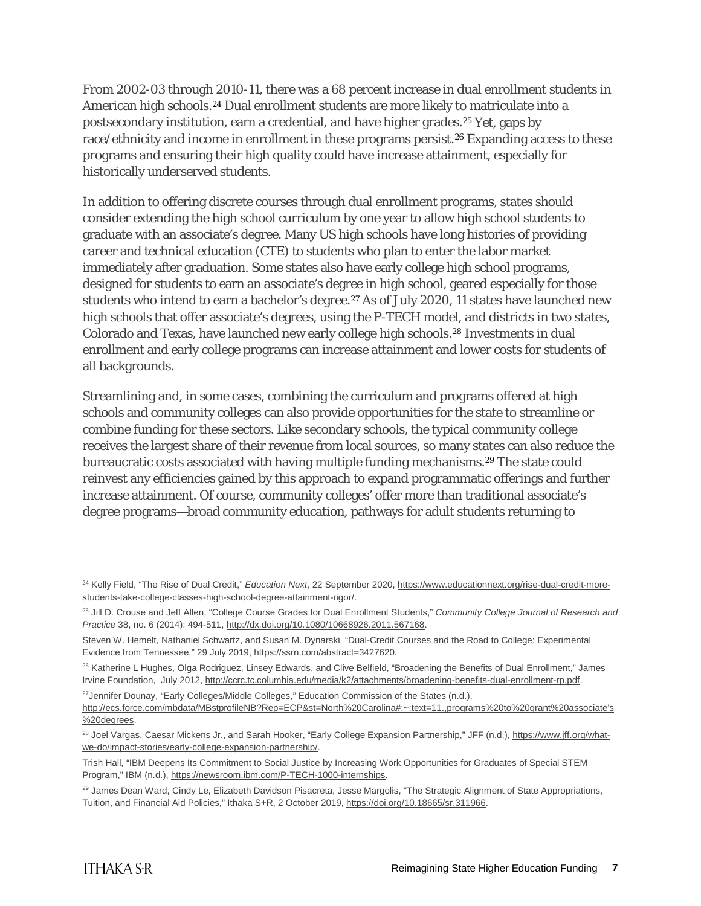From 2002-03 through 2010-11, there was a 68 percent increase in dual enrollment students in American high schools.[24] Dual enrollment students are more likely to matriculate into a postsecondary institution, earn a credential, and have higher grades.[25] Yet, gaps by race/ethnicity and income in enrollment in these programs persist.[26] Expanding access to these programs and ensuring their high quality could have increase attainment, especially for historically underserved students.

In addition to offering discrete courses through dual enrollment programs, states should consider extending the high school curriculum by one year to allow high school students to graduate with an associate's degree. Many US high schools have long histories of providing career and technical education (CTE) to students who plan to enter the labor market immediately after graduation. Some states also have early college high school programs, designed for students to earn an associate's degree in high school, geared especially for those students who intend to earn a bachelor's degree.[27] As of July 2020, 11 states have launched new high schools that offer associate's degrees, using the P-TECH model, and districts in two states, Colorado and Texas, have launched new early college high schools.[28] Investments in dual enrollment and early college programs can increase attainment and lower costs for students of all backgrounds.

Streamlining and, in some cases, combining the curriculum and programs offered at high schools and community colleges can also provide opportunities for the state to streamline or combine funding for these sectors. Like secondary schools, the typical community college receives the largest share of their revenue from local sources, so many states can also reduce the bureaucratic costs associated with having multiple funding mechanisms.[29] The state could reinvest any efficiencies gained by this approach to expand programmatic offerings and further increase attainment. Of course, community colleges' offer more than traditional associate's degree programs—broad community education, pathways for adult students returning to

---

[24] Kelly Field, "The Rise of Dual Credit," *Education Next*, 22 September 2020, https://www.educationnext.org/rise-dual-credit-more-students-take-college-classes-high-school-degree-attainment-rigor/.

[25] Jill D. Crouse and Jeff Allen, "College Course Grades for Dual Enrollment Students," *Community College Journal of Research and Practice* 38, no. 6 (2014): 494-511, http://dx.doi.org/10.1080/10668926.2011.567168.

Steven W. Hemelt, Nathaniel Schwartz, and Susan M. Dynarski, "Dual-Credit Courses and the Road to College: Experimental Evidence from Tennessee," 29 July 2019, https://ssrn.com/abstract=3427620.

[26] Katherine L Hughes, Olga Rodriguez, Linsey Edwards, and Clive Belfield, "Broadening the Benefits of Dual Enrollment," James Irvine Foundation, July 2012, http://ccrc.tc.columbia.edu/media/k2/attachments/broadening-benefits-dual-enrollment-rp.pdf.

[27] Jennifer Dounay, "Early Colleges/Middle Colleges," Education Commission of the States (n.d.), http://ecs.force.com/mbdata/MBstprofileNB?Rep=ECP&st=North%20Carolina#:~:text=11.,programs%20to%20grant%20associate's%20degrees.

[28] Joel Vargas, Caesar Mickens Jr., and Sarah Hooker, "Early College Expansion Partnership," JFF (n.d.), https://www.jff.org/what-we-do/impact-stories/early-college-expansion-partnership/.

Trish Hall, "IBM Deepens Its Commitment to Social Justice by Increasing Work Opportunities for Graduates of Special STEM Program," IBM (n.d.), https://newsroom.ibm.com/P-TECH-1000-internships.

[29] James Dean Ward, Cindy Le, Elizabeth Davidson Pisacreta, Jesse Margolis, "The Strategic Alignment of State Appropriations, Tuition, and Financial Aid Policies," Ithaka S+R, 2 October 2019, https://doi.org/10.18665/sr.311966.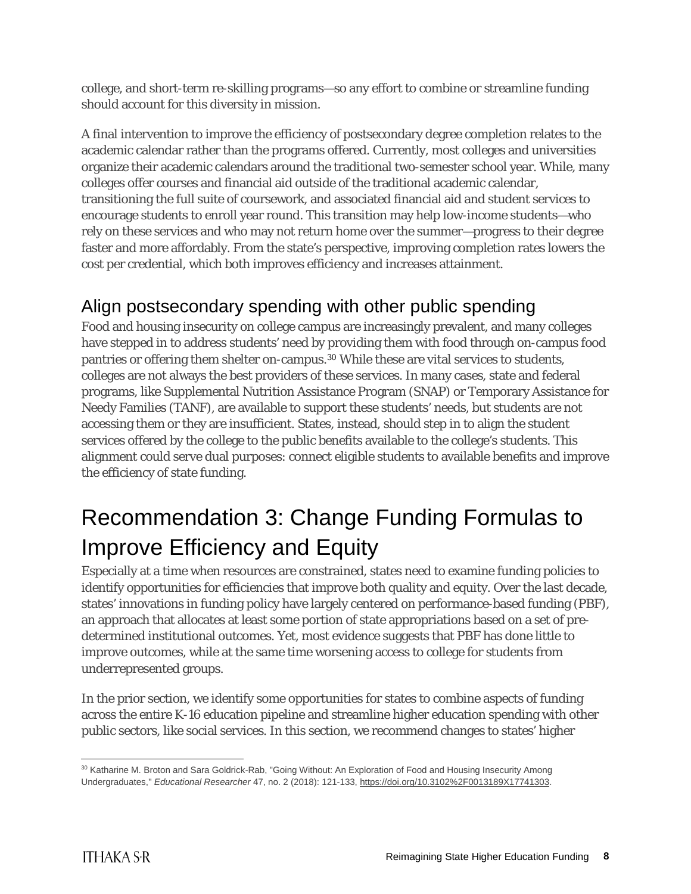college, and short-term re-skilling programs—so any effort to combine or streamline funding should account for this diversity in mission.

A final intervention to improve the efficiency of postsecondary degree completion relates to the academic calendar rather than the programs offered. Currently, most colleges and universities organize their academic calendars around the traditional two-semester school year. While, many colleges offer courses and financial aid outside of the traditional academic calendar, transitioning the full suite of coursework, and associated financial aid and student services to encourage students to enroll year round. This transition may help low-income students—who rely on these services and who may not return home over the summer—progress to their degree faster and more affordably. From the state's perspective, improving completion rates lowers the cost per credential, which both improves efficiency and increases attainment.

## Align postsecondary spending with other public spending

Food and housing insecurity on college campus are increasingly prevalent, and many colleges have stepped in to address students' need by providing them with food through on-campus food pantries or offering them shelter on-campus.[30] While these are vital services to students, colleges are not always the best providers of these services. In many cases, state and federal programs, like Supplemental Nutrition Assistance Program (SNAP) or Temporary Assistance for Needy Families (TANF), are available to support these students' needs, but students are not accessing them or they are insufficient. States, instead, should step in to align the student services offered by the college to the public benefits available to the college's students. This alignment could serve dual purposes: connect eligible students to available benefits and improve the efficiency of state funding.

# Recommendation 3: Change Funding Formulas to Improve Efficiency and Equity

Especially at a time when resources are constrained, states need to examine funding policies to identify opportunities for efficiencies that improve both quality and equity. Over the last decade, states' innovations in funding policy have largely centered on performance-based funding (PBF), an approach that allocates at least some portion of state appropriations based on a set of pre-determined institutional outcomes. Yet, most evidence suggests that PBF has done little to improve outcomes, while at the same time worsening access to college for students from underrepresented groups.

In the prior section, we identify some opportunities for states to combine aspects of funding across the entire K-16 education pipeline and streamline higher education spending with other public sectors, like social services. In this section, we recommend changes to states' higher

---

[30] Katharine M. Broton and Sara Goldrick-Rab, "Going Without: An Exploration of Food and Housing Insecurity Among Undergraduates," *Educational Researcher* 47, no. 2 (2018): 121-133, https://doi.org/10.3102%2F0013189X17741303.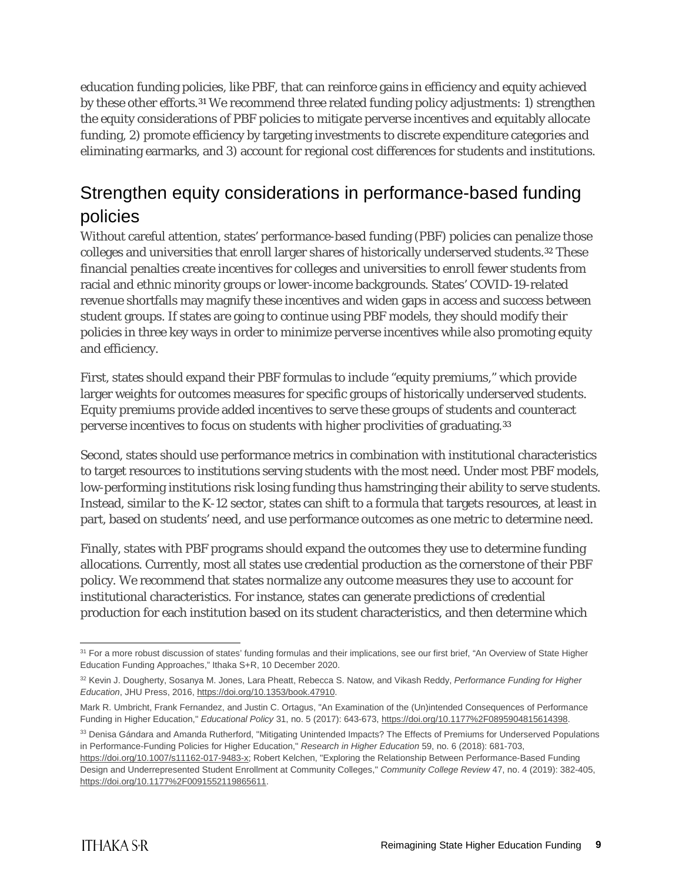education funding policies, like PBF, that can reinforce gains in efficiency and equity achieved by these other efforts.[31] We recommend three related funding policy adjustments: 1) strengthen the equity considerations of PBF policies to mitigate perverse incentives and equitably allocate funding, 2) promote efficiency by targeting investments to discrete expenditure categories and eliminating earmarks, and 3) account for regional cost differences for students and institutions.

## Strengthen equity considerations in performance-based funding policies

Without careful attention, states' performance-based funding (PBF) policies can penalize those colleges and universities that enroll larger shares of historically underserved students.[32] These financial penalties create incentives for colleges and universities to enroll fewer students from racial and ethnic minority groups or lower-income backgrounds. States' COVID-19-related revenue shortfalls may magnify these incentives and widen gaps in access and success between student groups. If states are going to continue using PBF models, they should modify their policies in three key ways in order to minimize perverse incentives while also promoting equity and efficiency.

First, states should expand their PBF formulas to include "equity premiums," which provide larger weights for outcomes measures for specific groups of historically underserved students. Equity premiums provide added incentives to serve these groups of students and counteract perverse incentives to focus on students with higher proclivities of graduating.[33]

Second, states should use performance metrics in combination with institutional characteristics to target resources to institutions serving students with the most need. Under most PBF models, low-performing institutions risk losing funding thus hamstringing their ability to serve students. Instead, similar to the K-12 sector, states can shift to a formula that targets resources, at least in part, based on students' need, and use performance outcomes as one metric to determine need.

Finally, states with PBF programs should expand the outcomes they use to determine funding allocations. Currently, most all states use credential production as the cornerstone of their PBF policy. We recommend that states normalize any outcome measures they use to account for institutional characteristics. For instance, states can generate predictions of credential production for each institution based on its student characteristics, and then determine which

---

[31] For a more robust discussion of states' funding formulas and their implications, see our first brief, "An Overview of State Higher Education Funding Approaches," Ithaka S+R, 10 December 2020.

[32] Kevin J. Dougherty, Sosanya M. Jones, Lara Pheatt, Rebecca S. Natow, and Vikash Reddy, *Performance Funding for Higher Education*, JHU Press, 2016, https://doi.org/10.1353/book.47910.

Mark R. Umbricht, Frank Fernandez, and Justin C. Ortagus, "An Examination of the (Un)intended Consequences of Performance Funding in Higher Education," *Educational Policy* 31, no. 5 (2017): 643-673, https://doi.org/10.1177%2F0895904815614398.

[33] Denisa Gándara and Amanda Rutherford, "Mitigating Unintended Impacts? The Effects of Premiums for Underserved Populations in Performance-Funding Policies for Higher Education," *Research in Higher Education* 59, no. 6 (2018): 681-703, https://doi.org/10.1007/s11162-017-9483-x; Robert Kelchen, "Exploring the Relationship Between Performance-Based Funding Design and Underrepresented Student Enrollment at Community Colleges," *Community College Review* 47, no. 4 (2019): 382-405, https://doi.org/10.1177%2F0091552119865611.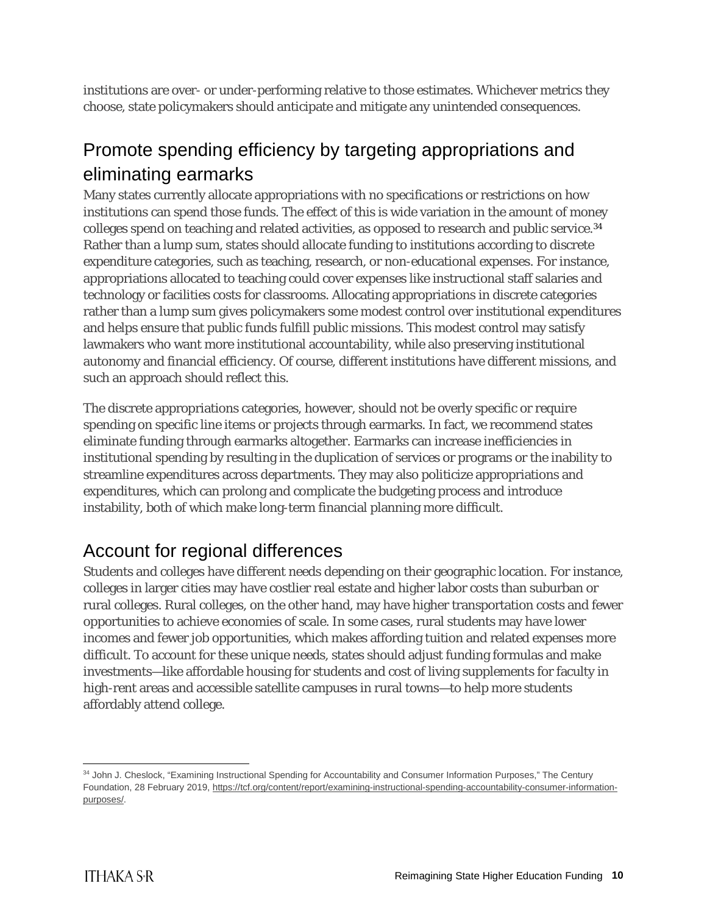institutions are over- or under-performing relative to those estimates. Whichever metrics they choose, state policymakers should anticipate and mitigate any unintended consequences.

## Promote spending efficiency by targeting appropriations and eliminating earmarks

Many states currently allocate appropriations with no specifications or restrictions on how institutions can spend those funds. The effect of this is wide variation in the amount of money colleges spend on teaching and related activities, as opposed to research and public service.[34] Rather than a lump sum, states should allocate funding to institutions according to discrete expenditure categories, such as teaching, research, or non-educational expenses. For instance, appropriations allocated to teaching could cover expenses like instructional staff salaries and technology or facilities costs for classrooms. Allocating appropriations in discrete categories rather than a lump sum gives policymakers some modest control over institutional expenditures and helps ensure that public funds fulfill public missions. This modest control may satisfy lawmakers who want more institutional accountability, while also preserving institutional autonomy and financial efficiency. Of course, different institutions have different missions, and such an approach should reflect this.

The discrete appropriations categories, however, should not be overly specific or require spending on specific line items or projects through earmarks. In fact, we recommend states eliminate funding through earmarks altogether. Earmarks can increase inefficiencies in institutional spending by resulting in the duplication of services or programs or the inability to streamline expenditures across departments. They may also politicize appropriations and expenditures, which can prolong and complicate the budgeting process and introduce instability, both of which make long-term financial planning more difficult.

## Account for regional differences

Students and colleges have different needs depending on their geographic location. For instance, colleges in larger cities may have costlier real estate and higher labor costs than suburban or rural colleges. Rural colleges, on the other hand, may have higher transportation costs and fewer opportunities to achieve economies of scale. In some cases, rural students may have lower incomes and fewer job opportunities, which makes affording tuition and related expenses more difficult. To account for these unique needs, states should adjust funding formulas and make investments—like affordable housing for students and cost of living supplements for faculty in high-rent areas and accessible satellite campuses in rural towns—to help more students affordably attend college.

---

[34] John J. Cheslock, "Examining Instructional Spending for Accountability and Consumer Information Purposes," The Century Foundation, 28 February 2019, https://tcf.org/content/report/examining-instructional-spending-accountability-consumer-information-purposes/.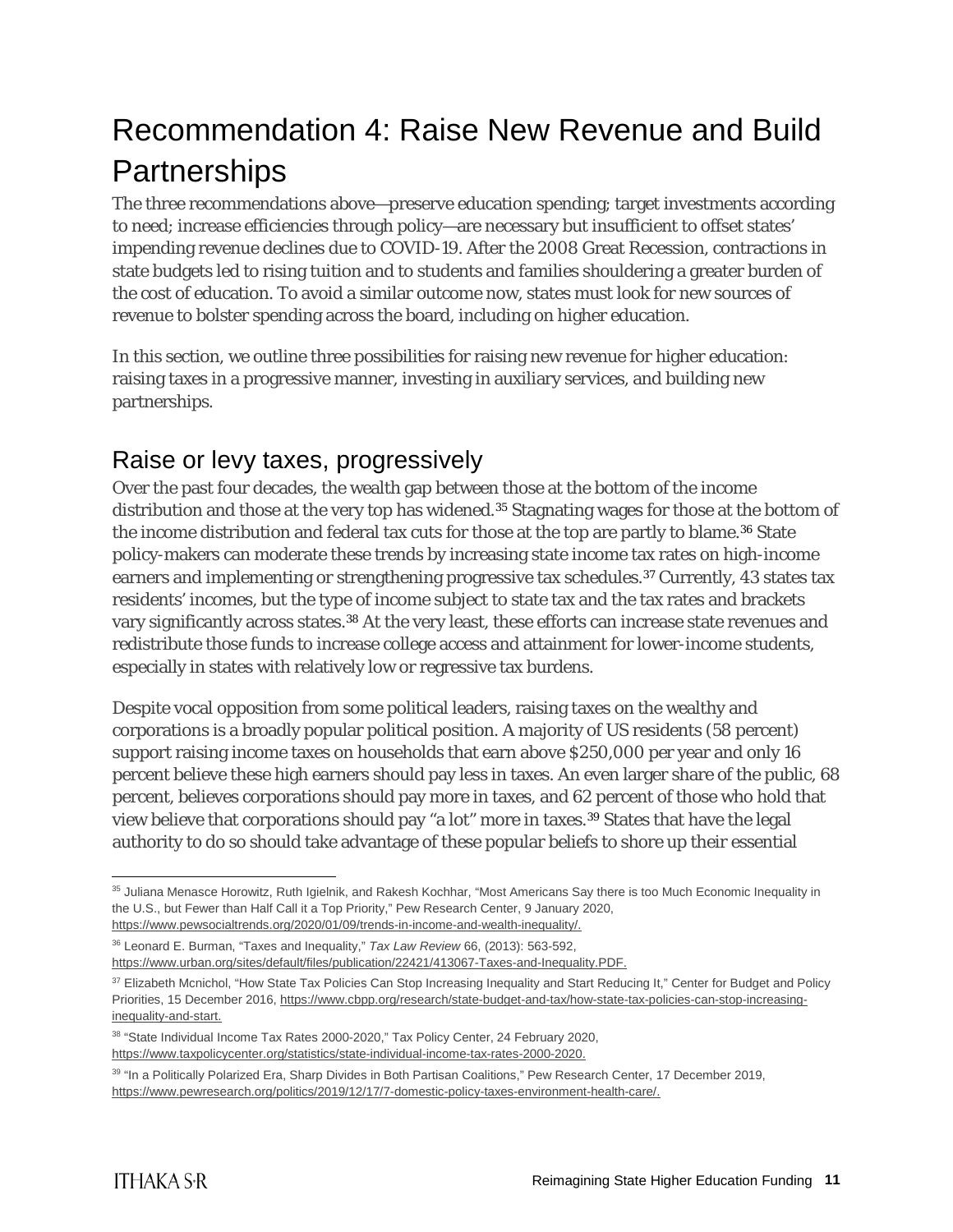# Recommendation 4: Raise New Revenue and Build Partnerships

The three recommendations above—preserve education spending; target investments according to need; increase efficiencies through policy—are necessary but insufficient to offset states' impending revenue declines due to COVID-19. After the 2008 Great Recession, contractions in state budgets led to rising tuition and to students and families shouldering a greater burden of the cost of education. To avoid a similar outcome now, states must look for new sources of revenue to bolster spending across the board, including on higher education.

In this section, we outline three possibilities for raising new revenue for higher education: raising taxes in a progressive manner, investing in auxiliary services, and building new partnerships.

## Raise or levy taxes, progressively

Over the past four decades, the wealth gap between those at the bottom of the income distribution and those at the very top has widened.[35] Stagnating wages for those at the bottom of the income distribution and federal tax cuts for those at the top are partly to blame.[36] State policy-makers can moderate these trends by increasing state income tax rates on high-income earners and implementing or strengthening progressive tax schedules.[37] Currently, 43 states tax residents' incomes, but the type of income subject to state tax and the tax rates and brackets vary significantly across states.[38] At the very least, these efforts can increase state revenues and redistribute those funds to increase college access and attainment for lower-income students, especially in states with relatively low or regressive tax burdens.

Despite vocal opposition from some political leaders, raising taxes on the wealthy and corporations is a broadly popular political position. A majority of US residents (58 percent) support raising income taxes on households that earn above $250,000 per year and only 16 percent believe these high earners should pay less in taxes. An even larger share of the public, 68 percent, believes corporations should pay more in taxes, and 62 percent of those who hold that view believe that corporations should pay "a lot" more in taxes.[39] States that have the legal authority to do so should take advantage of these popular beliefs to shore up their essential

---

[35] Juliana Menasce Horowitz, Ruth Igielnik, and Rakesh Kochhar, "Most Americans Say there is too Much Economic Inequality in the U.S., but Fewer than Half Call it a Top Priority," Pew Research Center, 9 January 2020, https://www.pewsocialtrends.org/2020/01/09/trends-in-income-and-wealth-inequality/.

[36] Leonard E. Burman, "Taxes and Inequality," *Tax Law Review* 66, (2013): 563-592, https://www.urban.org/sites/default/files/publication/22421/413067-Taxes-and-Inequality.PDF.

[37] Elizabeth Mcnichol, "How State Tax Policies Can Stop Increasing Inequality and Start Reducing It," Center for Budget and Policy Priorities, 15 December 2016, https://www.cbpp.org/research/state-budget-and-tax/how-state-tax-policies-can-stop-increasing-inequality-and-start.

[38] "State Individual Income Tax Rates 2000-2020," Tax Policy Center, 24 February 2020, https://www.taxpolicycenter.org/statistics/state-individual-income-tax-rates-2000-2020.

[39] "In a Politically Polarized Era, Sharp Divides in Both Partisan Coalitions," Pew Research Center, 17 December 2019, https://www.pewresearch.org/politics/2019/12/17/7-domestic-policy-taxes-environment-health-care/.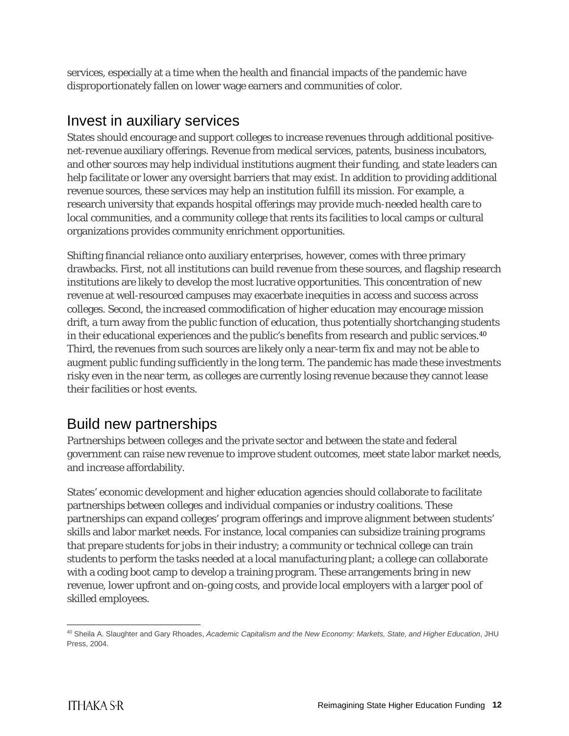services, especially at a time when the health and financial impacts of the pandemic have disproportionately fallen on lower wage earners and communities of color.

## Invest in auxiliary services

States should encourage and support colleges to increase revenues through additional positive-net-revenue auxiliary offerings. Revenue from medical services, patents, business incubators, and other sources may help individual institutions augment their funding, and state leaders can help facilitate or lower any oversight barriers that may exist. In addition to providing additional revenue sources, these services may help an institution fulfill its mission. For example, a research university that expands hospital offerings may provide much-needed health care to local communities, and a community college that rents its facilities to local camps or cultural organizations provides community enrichment opportunities.

Shifting financial reliance onto auxiliary enterprises, however, comes with three primary drawbacks. First, not all institutions can build revenue from these sources, and flagship research institutions are likely to develop the most lucrative opportunities. This concentration of new revenue at well-resourced campuses may exacerbate inequities in access and success across colleges. Second, the increased commodification of higher education may encourage mission drift, a turn away from the public function of education, thus potentially shortchanging students in their educational experiences and the public's benefits from research and public services.[40] Third, the revenues from such sources are likely only a near-term fix and may not be able to augment public funding sufficiently in the long term. The pandemic has made these investments risky even in the near term, as colleges are currently losing revenue because they cannot lease their facilities or host events.

## Build new partnerships

Partnerships between colleges and the private sector and between the state and federal government can raise new revenue to improve student outcomes, meet state labor market needs, and increase affordability.

States' economic development and higher education agencies should collaborate to facilitate partnerships between colleges and individual companies or industry coalitions. These partnerships can expand colleges' program offerings and improve alignment between students' skills and labor market needs. For instance, local companies can subsidize training programs that prepare students for jobs in their industry; a community or technical college can train students to perform the tasks needed at a local manufacturing plant; a college can collaborate with a coding boot camp to develop a training program. These arrangements bring in new revenue, lower upfront and on-going costs, and provide local employers with a larger pool of skilled employees.

---

[40] Sheila A. Slaughter and Gary Rhoades, *Academic Capitalism and the New Economy: Markets, State, and Higher Education*, JHU Press, 2004.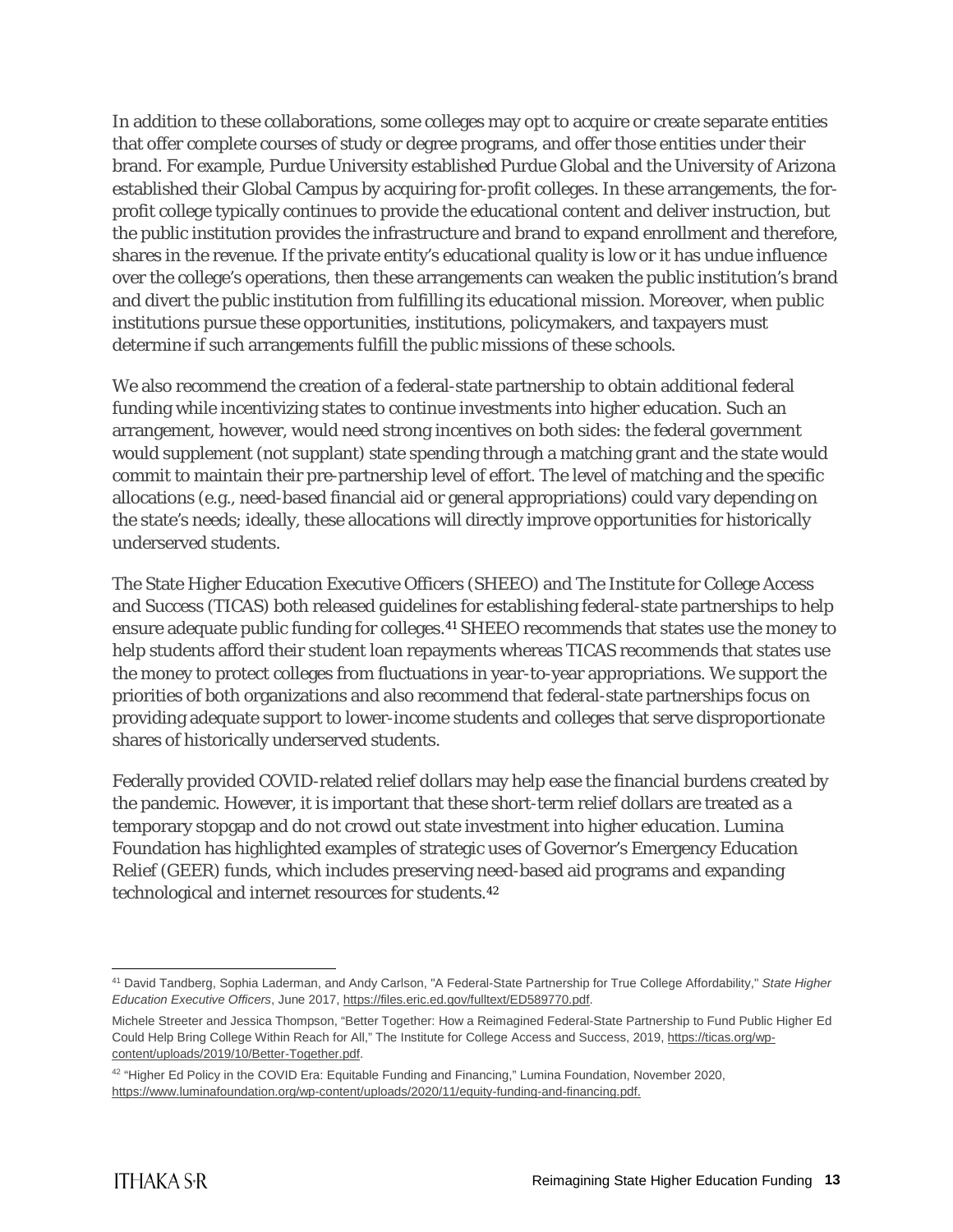In addition to these collaborations, some colleges may opt to acquire or create separate entities that offer complete courses of study or degree programs, and offer those entities under their brand. For example, Purdue University established Purdue Global and the University of Arizona established their Global Campus by acquiring for-profit colleges. In these arrangements, the for-profit college typically continues to provide the educational content and deliver instruction, but the public institution provides the infrastructure and brand to expand enrollment and therefore, shares in the revenue. If the private entity's educational quality is low or it has undue influence over the college's operations, then these arrangements can weaken the public institution's brand and divert the public institution from fulfilling its educational mission. Moreover, when public institutions pursue these opportunities, institutions, policymakers, and taxpayers must determine if such arrangements fulfill the public missions of these schools.

We also recommend the creation of a federal-state partnership to obtain additional federal funding while incentivizing states to continue investments into higher education. Such an arrangement, however, would need strong incentives on both sides: the federal government would supplement (not supplant) state spending through a matching grant and the state would commit to maintain their pre-partnership level of effort. The level of matching and the specific allocations (e.g., need-based financial aid or general appropriations) could vary depending on the state's needs; ideally, these allocations will directly improve opportunities for historically underserved students.

The State Higher Education Executive Officers (SHEEO) and The Institute for College Access and Success (TICAS) both released guidelines for establishing federal-state partnerships to help ensure adequate public funding for colleges.[41] SHEEO recommends that states use the money to help students afford their student loan repayments whereas TICAS recommends that states use the money to protect colleges from fluctuations in year-to-year appropriations. We support the priorities of both organizations and also recommend that federal-state partnerships focus on providing adequate support to lower-income students and colleges that serve disproportionate shares of historically underserved students.

Federally provided COVID-related relief dollars may help ease the financial burdens created by the pandemic. However, it is important that these short-term relief dollars are treated as a temporary stopgap and do not crowd out state investment into higher education. Lumina Foundation has highlighted examples of strategic uses of Governor's Emergency Education Relief (GEER) funds, which includes preserving need-based aid programs and expanding technological and internet resources for students.[42]

---

[41] David Tandberg, Sophia Laderman, and Andy Carlson, "A Federal-State Partnership for True College Affordability," *State Higher Education Executive Officers*, June 2017, https://files.eric.ed.gov/fulltext/ED589770.pdf.

Michele Streeter and Jessica Thompson, "Better Together: How a Reimagined Federal-State Partnership to Fund Public Higher Ed Could Help Bring College Within Reach for All," The Institute for College Access and Success, 2019, https://ticas.org/wp-content/uploads/2019/10/Better-Together.pdf.

[42] "Higher Ed Policy in the COVID Era: Equitable Funding and Financing," Lumina Foundation, November 2020, https://www.luminafoundation.org/wp-content/uploads/2020/11/equity-funding-and-financing.pdf.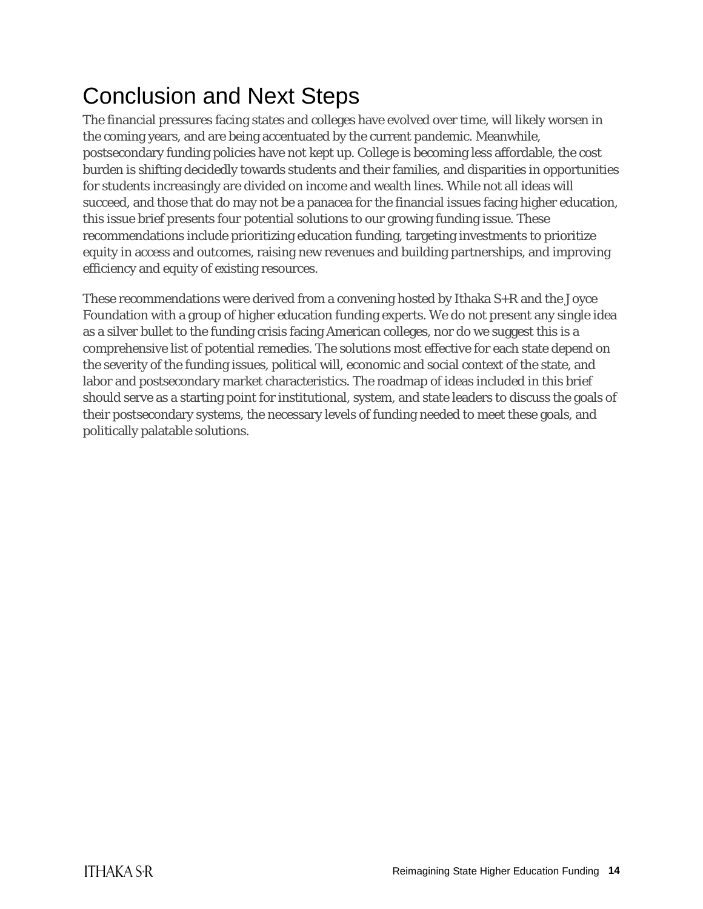# Conclusion and Next Steps

The financial pressures facing states and colleges have evolved over time, will likely worsen in the coming years, and are being accentuated by the current pandemic. Meanwhile, postsecondary funding policies have not kept up. College is becoming less affordable, the cost burden is shifting decidedly towards students and their families, and disparities in opportunities for students increasingly are divided on income and wealth lines. While not all ideas will succeed, and those that do may not be a panacea for the financial issues facing higher education, this issue brief presents four potential solutions to our growing funding issue. These recommendations include prioritizing education funding, targeting investments to prioritize equity in access and outcomes, raising new revenues and building partnerships, and improving efficiency and equity of existing resources.

These recommendations were derived from a convening hosted by Ithaka S+R and the Joyce Foundation with a group of higher education funding experts. We do not present any single idea as a silver bullet to the funding crisis facing American colleges, nor do we suggest this is a comprehensive list of potential remedies. The solutions most effective for each state depend on the severity of the funding issues, political will, economic and social context of the state, and labor and postsecondary market characteristics. The roadmap of ideas included in this brief should serve as a starting point for institutional, system, and state leaders to discuss the goals of their postsecondary systems, the necessary levels of funding needed to meet these goals, and politically palatable solutions.